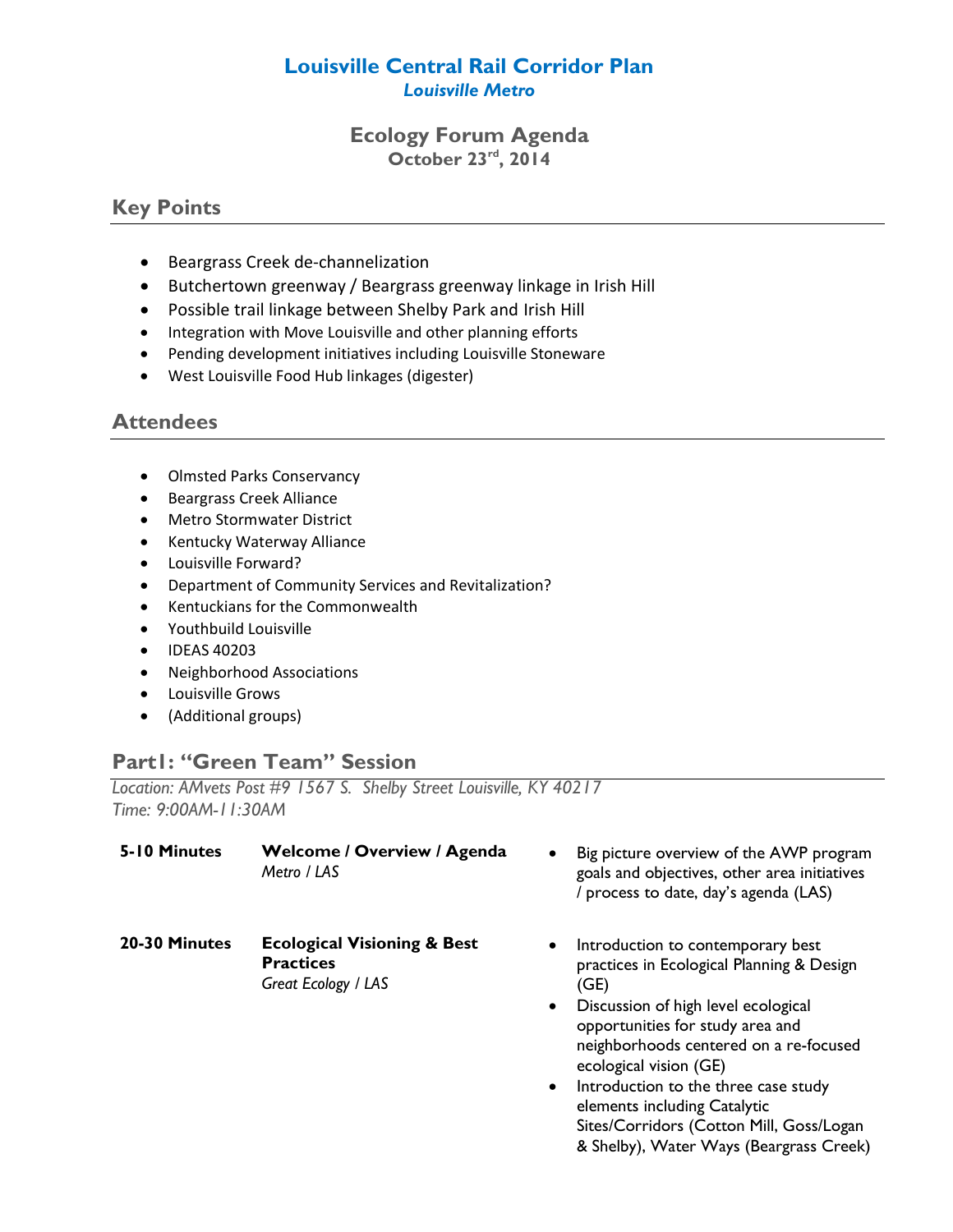# Louisville Central Rail Corridor Plan

*Louisville Metro*

## Ecology Forum Agenda

**October 23rd, 2014**

## Key Points

- Beargrass Creek de-channelization
- Butchertown greenway / Beargrass greenway linkage in Irish Hill
- Possible trail linkage between Shelby Park and Irish Hill
- Integration with Move Louisville and other planning efforts
- Pending development initiatives including Louisville Stoneware
- West Louisville Food Hub linkages (digester)

## Attendees

- Olmsted Parks Conservancy
- Beargrass Creek Alliance
- Metro Stormwater District
- Kentucky Waterway Alliance
- Louisville Forward?
- Department of Community Services and Revitalization?
- Kentuckians for the Commonwealth
- Youthbuild Louisville
- IDEAS 40203
- Neighborhood Associations
- Louisville Grows
- (Additional groups)

## Part1: "Green Team" Session

*Location: AMvets Post #9 1567 S. Shelby Street Louisville, KY 40217*
*Time: 9:00AM-11:30AM*

**5-10 Minutes** — **Welcome / Overview / Agenda**
*Metro / LAS*

- Big picture overview of the AWP program goals and objectives, other area initiatives / process to date, day's agenda (LAS)

**20-30 Minutes** — **Ecological Visioning & Best Practices**
*Great Ecology / LAS*

- Introduction to contemporary best practices in Ecological Planning & Design (GE)
- Discussion of high level ecological opportunities for study area and neighborhoods centered on a re-focused ecological vision (GE)
- Introduction to the three case study elements including Catalytic Sites/Corridors (Cotton Mill, Goss/Logan & Shelby), Water Ways (Beargrass Creek)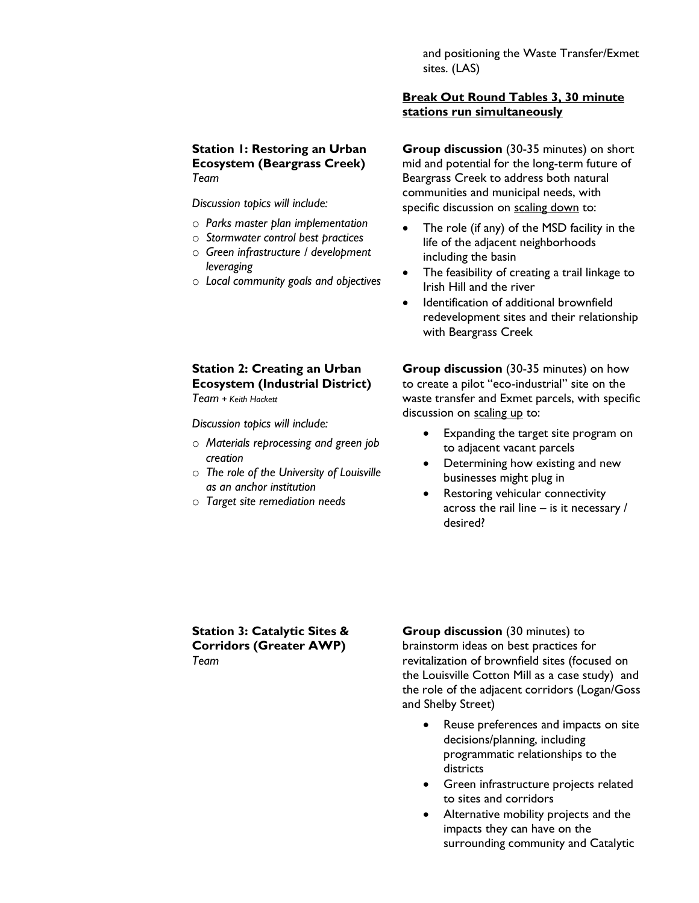and positioning the Waste Transfer/Exmet sites. (LAS)

**<u>Break Out Round Tables 3, 30 minute stations run simultaneously</u>**

**Station 1: Restoring an Urban Ecosystem (Beargrass Creek)**
*Team*

*Discussion topics will include:*

- *Parks master plan implementation*
- *Stormwater control best practices*
- *Green infrastructure / development leveraging*
- *Local community goals and objectives*

**Group discussion** (30-35 minutes) on short mid and potential for the long-term future of Beargrass Creek to address both natural communities and municipal needs, with specific discussion on <u>scaling down</u> to:

- The role (if any) of the MSD facility in the life of the adjacent neighborhoods including the basin
- The feasibility of creating a trail linkage to Irish Hill and the river
- Identification of additional brownfield redevelopment sites and their relationship with Beargrass Creek

**Station 2: Creating an Urban Ecosystem (Industrial District)**
*Team + Keith Hackett*

*Discussion topics will include:*

- *Materials reprocessing and green job creation*
- *The role of the University of Louisville as an anchor institution*
- *Target site remediation needs*

**Group discussion** (30-35 minutes) on how to create a pilot "eco-industrial" site on the waste transfer and Exmet parcels, with specific discussion on <u>scaling up</u> to:

- Expanding the target site program on to adjacent vacant parcels
- Determining how existing and new businesses might plug in
- Restoring vehicular connectivity across the rail line – is it necessary / desired?

**Station 3: Catalytic Sites & Corridors (Greater AWP)**
*Team*

**Group discussion** (30 minutes) to brainstorm ideas on best practices for revitalization of brownfield sites (focused on the Louisville Cotton Mill as a case study) and the role of the adjacent corridors (Logan/Goss and Shelby Street)

- Reuse preferences and impacts on site decisions/planning, including programmatic relationships to the districts
- Green infrastructure projects related to sites and corridors
- Alternative mobility projects and the impacts they can have on the surrounding community and Catalytic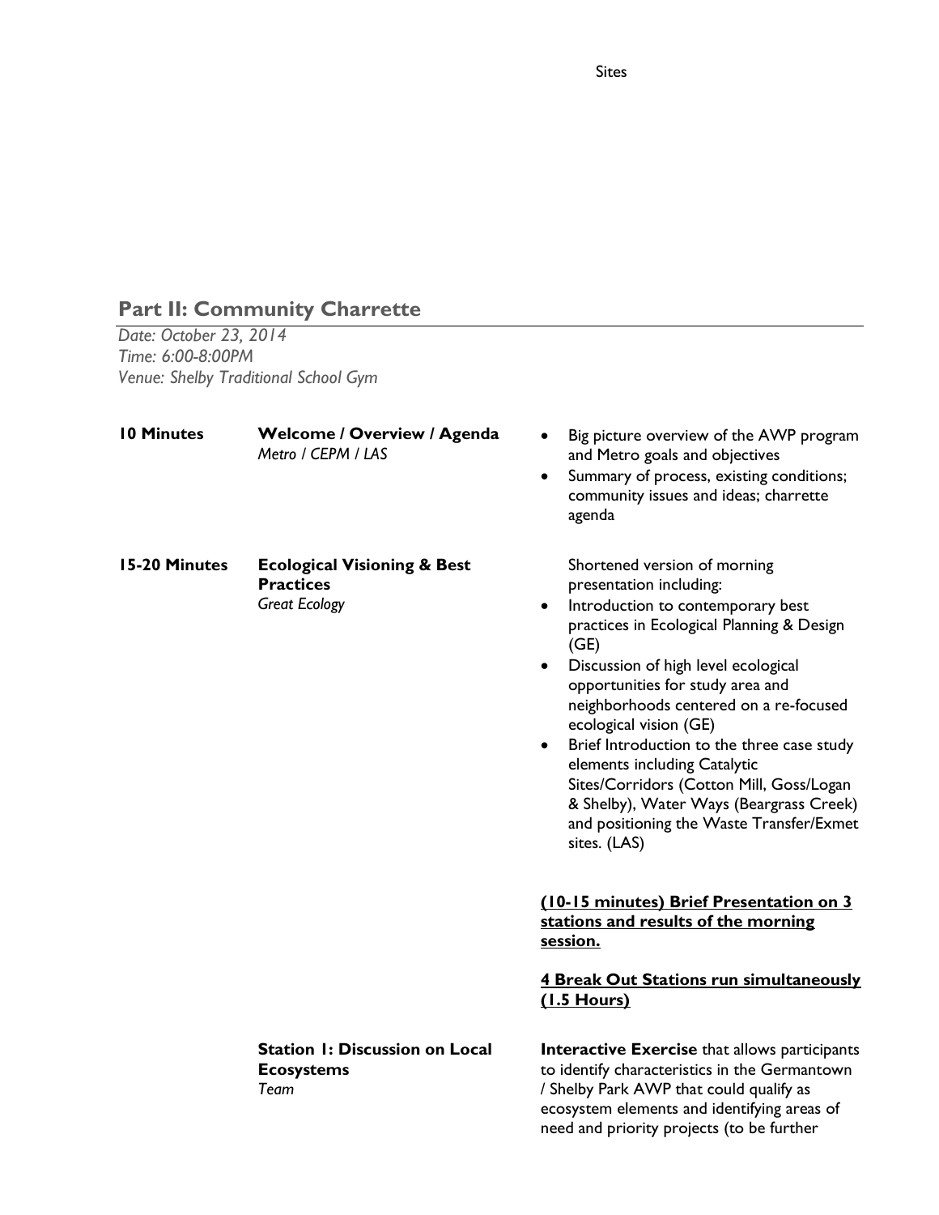Sites

## Part II: Community Charrette

*Date: October 23, 2014*
*Time: 6:00-8:00PM*
*Venue: Shelby Traditional School Gym*

**10 Minutes** — **Welcome / Overview / Agenda**
*Metro / CEPM / LAS*

- Big picture overview of the AWP program and Metro goals and objectives
- Summary of process, existing conditions; community issues and ideas; charrette agenda

**15-20 Minutes** — **Ecological Visioning & Best Practices**
*Great Ecology*

Shortened version of morning presentation including:

- Introduction to contemporary best practices in Ecological Planning & Design (GE)
- Discussion of high level ecological opportunities for study area and neighborhoods centered on a re-focused ecological vision (GE)
- Brief Introduction to the three case study elements including Catalytic Sites/Corridors (Cotton Mill, Goss/Logan & Shelby), Water Ways (Beargrass Creek) and positioning the Waste Transfer/Exmet sites. (LAS)

**(10-15 minutes) Brief Presentation on 3 stations and results of the morning session.**

**4 Break Out Stations run simultaneously (1.5 Hours)**

**Station 1: Discussion on Local Ecosystems**
*Team*

**Interactive Exercise** that allows participants to identify characteristics in the Germantown / Shelby Park AWP that could qualify as ecosystem elements and identifying areas of need and priority projects (to be further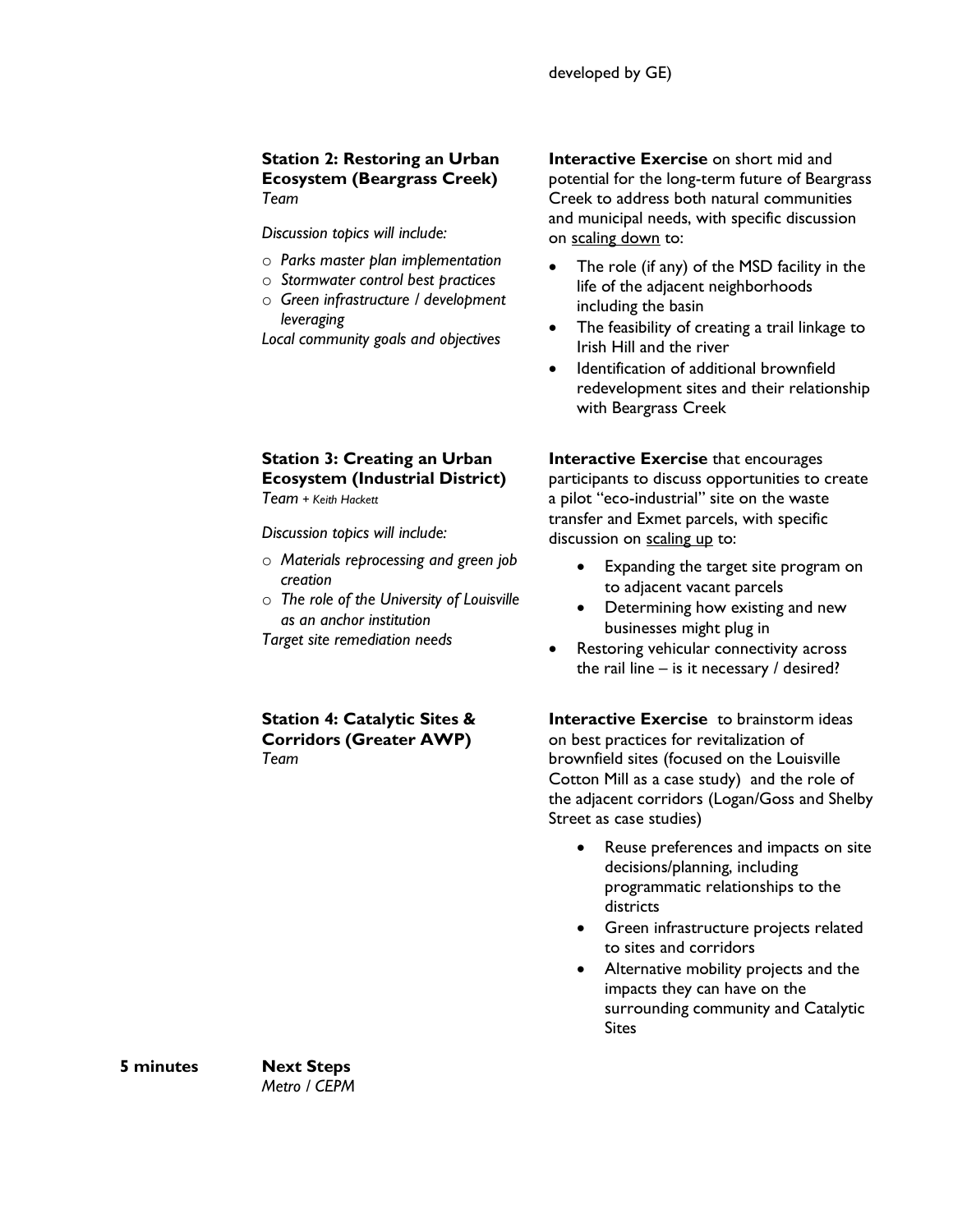developed by GE)

**Station 2: Restoring an Urban Ecosystem (Beargrass Creek)**
*Team*

*Discussion topics will include:*

- *Parks master plan implementation*
- *Stormwater control best practices*
- *Green infrastructure / development leveraging*

*Local community goals and objectives*

**Interactive Exercise** on short mid and potential for the long-term future of Beargrass Creek to address both natural communities and municipal needs, with specific discussion on scaling down to:

- The role (if any) of the MSD facility in the life of the adjacent neighborhoods including the basin
- The feasibility of creating a trail linkage to Irish Hill and the river
- Identification of additional brownfield redevelopment sites and their relationship with Beargrass Creek

**Station 3: Creating an Urban Ecosystem (Industrial District)**
*Team + Keith Hackett*

*Discussion topics will include:*

- *Materials reprocessing and green job creation*
- *The role of the University of Louisville as an anchor institution*

*Target site remediation needs*

**Interactive Exercise** that encourages participants to discuss opportunities to create a pilot "eco-industrial" site on the waste transfer and Exmet parcels, with specific discussion on scaling up to:

- Expanding the target site program on to adjacent vacant parcels
- Determining how existing and new businesses might plug in
- Restoring vehicular connectivity across the rail line – is it necessary / desired?

**Station 4: Catalytic Sites & Corridors (Greater AWP)**
*Team*

**Interactive Exercise** to brainstorm ideas on best practices for revitalization of brownfield sites (focused on the Louisville Cotton Mill as a case study) and the role of the adjacent corridors (Logan/Goss and Shelby Street as case studies)

- Reuse preferences and impacts on site decisions/planning, including programmatic relationships to the districts
- Green infrastructure projects related to sites and corridors
- Alternative mobility projects and the impacts they can have on the surrounding community and Catalytic Sites

**5 minutes** **Next Steps**
*Metro / CEPM*